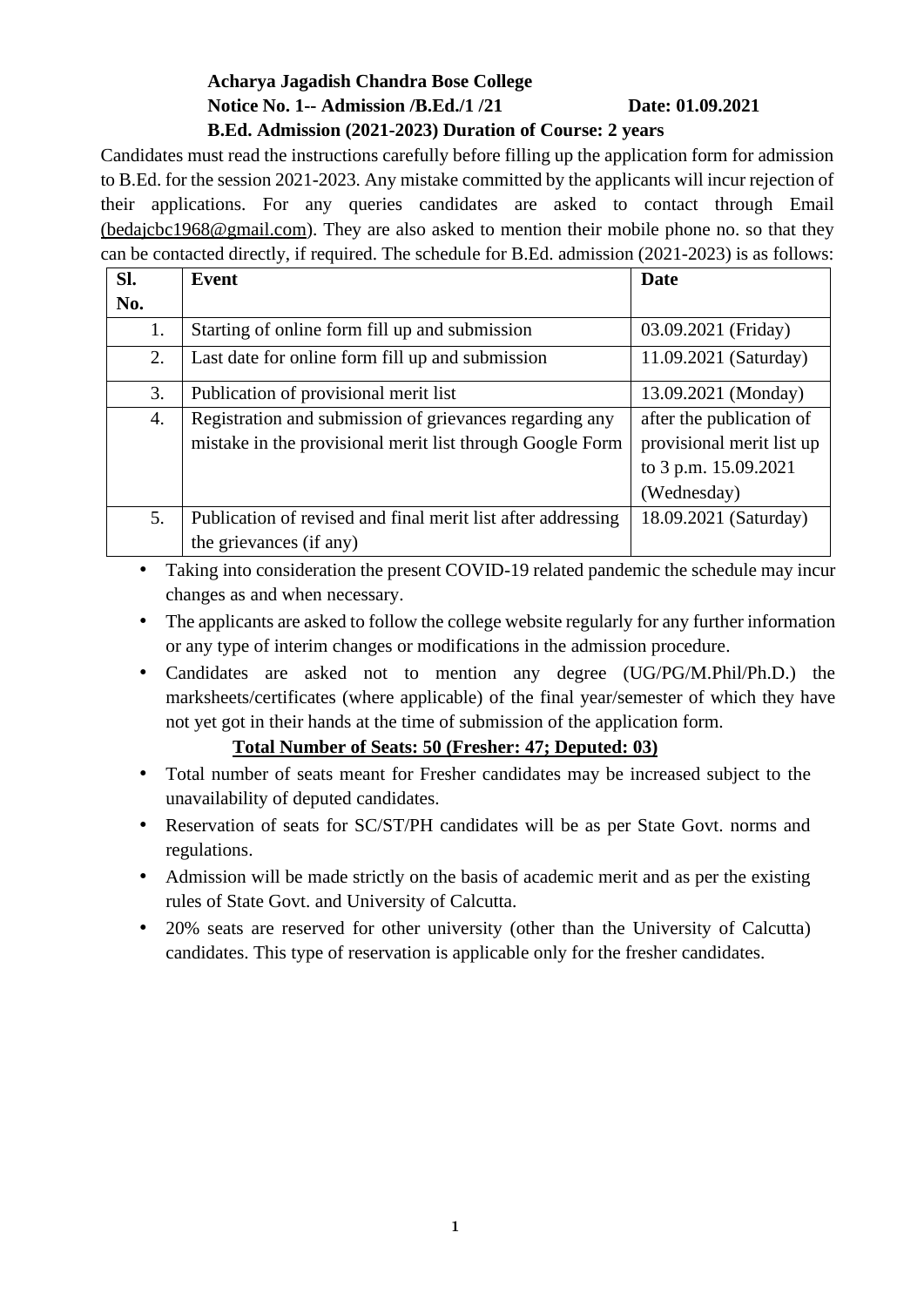**Acharya Jagadish Chandra Bose College**

**Notice No. 1-- Admission /B.Ed./1 /21 Date: 01.09.2021**

**B.Ed. Admission (2021-2023) Duration of Course: 2 years**

Candidates must read the instructions carefully before filling up the application form for admission to B.Ed. for the session 2021-2023. Any mistake committed by the applicants will incur rejection of their applications. For any queries candidates are asked to contact through Email (bedajcbc1968@gmail.com). They are also asked to mention their mobile phone no. so that they can be contacted directly, if required. The schedule for B.Ed. admission (2021-2023) is as follows:

| Sl. No. | Event | Date |
|---|---|---|
| 1. | Starting of online form fill up and submission | 03.09.2021 (Friday) |
| 2. | Last date for online form fill up and submission | 11.09.2021 (Saturday) |
| 3. | Publication of provisional merit list | 13.09.2021 (Monday) |
| 4. | Registration and submission of grievances regarding any mistake in the provisional merit list through Google Form | after the publication of provisional merit list up to 3 p.m. 15.09.2021 (Wednesday) |
| 5. | Publication of revised and final merit list after addressing the grievances (if any) | 18.09.2021 (Saturday) |

- Taking into consideration the present COVID-19 related pandemic the schedule may incur changes as and when necessary.
- The applicants are asked to follow the college website regularly for any further information or any type of interim changes or modifications in the admission procedure.
- Candidates are asked not to mention any degree (UG/PG/M.Phil/Ph.D.) the marksheets/certificates (where applicable) of the final year/semester of which they have not yet got in their hands at the time of submission of the application form.

**Total Number of Seats: 50 (Fresher: 47; Deputed: 03)**

- Total number of seats meant for Fresher candidates may be increased subject to the unavailability of deputed candidates.
- Reservation of seats for SC/ST/PH candidates will be as per State Govt. norms and regulations.
- Admission will be made strictly on the basis of academic merit and as per the existing rules of State Govt. and University of Calcutta.
- 20% seats are reserved for other university (other than the University of Calcutta) candidates. This type of reservation is applicable only for the fresher candidates.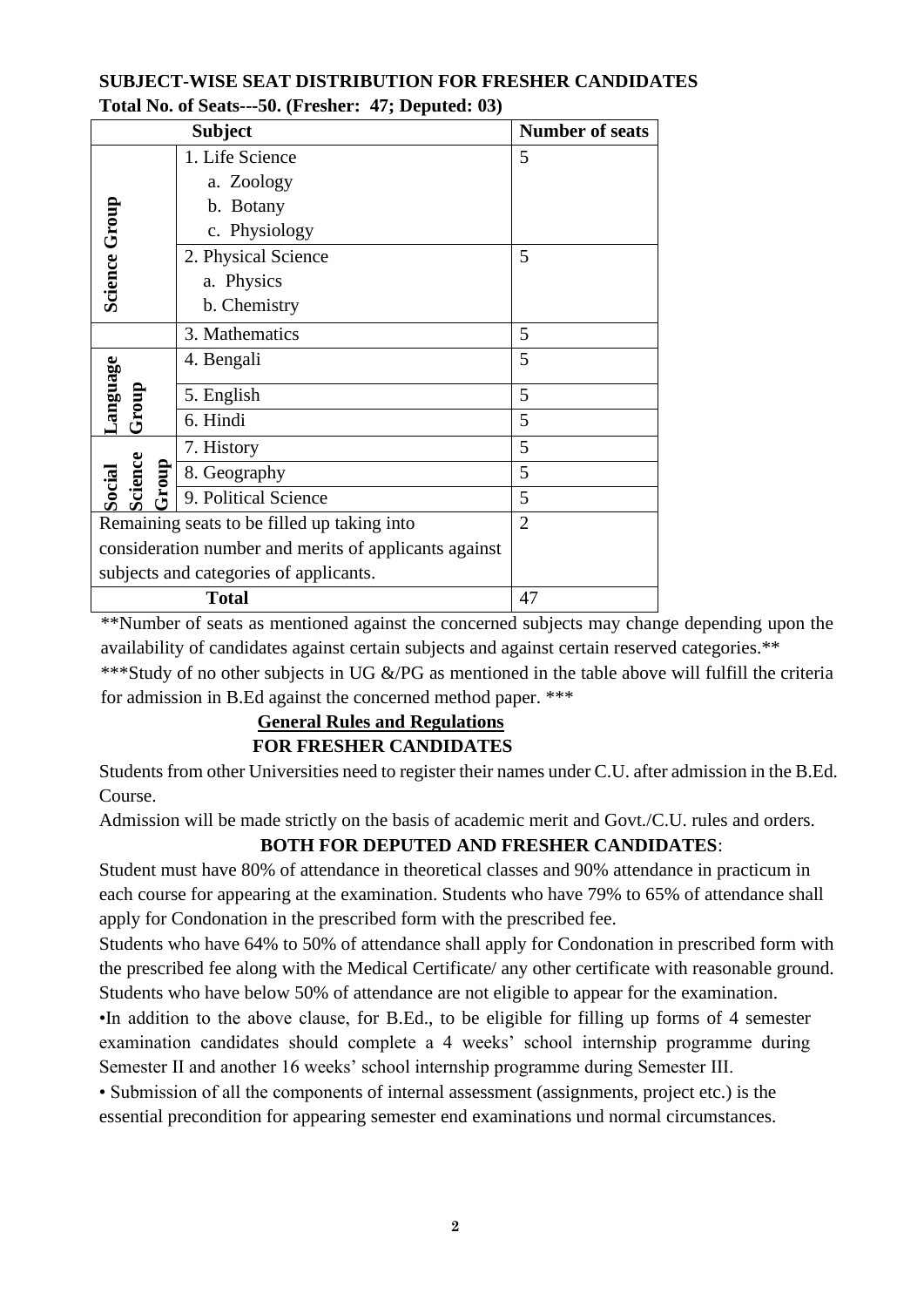**SUBJECT-WISE SEAT DISTRIBUTION FOR FRESHER CANDIDATES**

**Total No. of Seats---50. (Fresher: 47; Deputed: 03)**

| Subject | | Number of seats |
|---|---|---|
| Science Group | 1. Life Science<br>a. Zoology<br>b. Botany<br>c. Physiology | 5 |
| | 2. Physical Science<br>a. Physics<br>b. Chemistry | 5 |
| | 3. Mathematics | 5 |
| Language Group | 4. Bengali | 5 |
| | 5. English | 5 |
| | 6. Hindi | 5 |
| Social Science Group | 7. History | 5 |
| | 8. Geography | 5 |
| | 9. Political Science | 5 |
| Remaining seats to be filled up taking into consideration number and merits of applicants against subjects and categories of applicants. | | 2 |
| **Total** | | 47 |

**Number of seats as mentioned against the concerned subjects may change depending upon the availability of candidates against certain subjects and against certain reserved categories.**

***Study of no other subjects in UG &/PG as mentioned in the table above will fulfill the criteria for admission in B.Ed against the concerned method paper. ***

## General Rules and Regulations

### FOR FRESHER CANDIDATES

Students from other Universities need to register their names under C.U. after admission in the B.Ed. Course.

Admission will be made strictly on the basis of academic merit and Govt./C.U. rules and orders.

### BOTH FOR DEPUTED AND FRESHER CANDIDATES:

Student must have 80% of attendance in theoretical classes and 90% attendance in practicum in each course for appearing at the examination. Students who have 79% to 65% of attendance shall apply for Condonation in the prescribed form with the prescribed fee.

Students who have 64% to 50% of attendance shall apply for Condonation in prescribed form with the prescribed fee along with the Medical Certificate/ any other certificate with reasonable ground. Students who have below 50% of attendance are not eligible to appear for the examination.

- In addition to the above clause, for B.Ed., to be eligible for filling up forms of 4 semester examination candidates should complete a 4 weeks' school internship programme during Semester II and another 16 weeks' school internship programme during Semester III.
- Submission of all the components of internal assessment (assignments, project etc.) is the essential precondition for appearing semester end examinations und normal circumstances.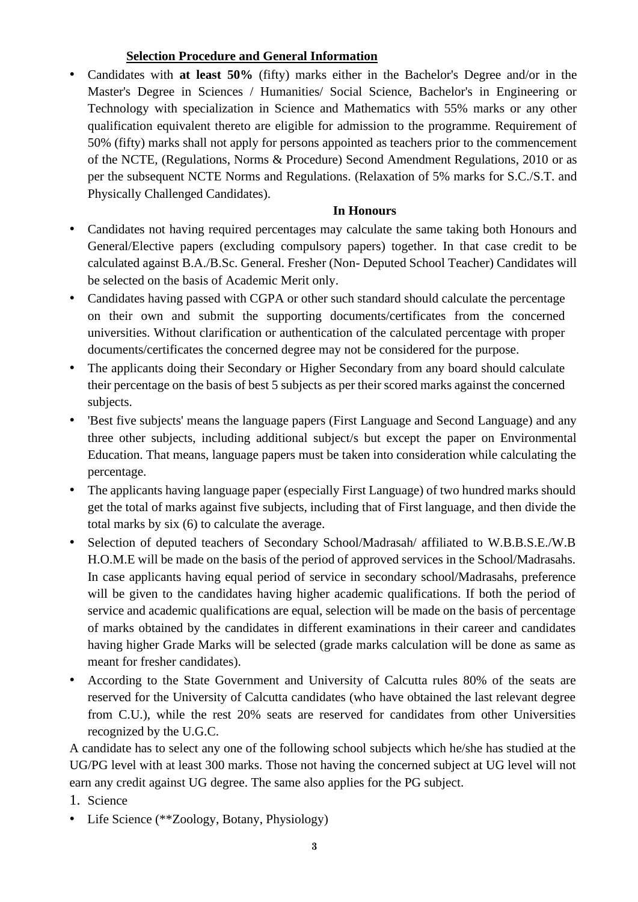## Selection Procedure and General Information

- Candidates with **at least 50%** (fifty) marks either in the Bachelor's Degree and/or in the Master's Degree in Sciences / Humanities/ Social Science, Bachelor's in Engineering or Technology with specialization in Science and Mathematics with 55% marks or any other qualification equivalent thereto are eligible for admission to the programme. Requirement of 50% (fifty) marks shall not apply for persons appointed as teachers prior to the commencement of the NCTE, (Regulations, Norms & Procedure) Second Amendment Regulations, 2010 or as per the subsequent NCTE Norms and Regulations. (Relaxation of 5% marks for S.C./S.T. and Physically Challenged Candidates).

**In Honours**

- Candidates not having required percentages may calculate the same taking both Honours and General/Elective papers (excluding compulsory papers) together. In that case credit to be calculated against B.A./B.Sc. General. Fresher (Non- Deputed School Teacher) Candidates will be selected on the basis of Academic Merit only.
- Candidates having passed with CGPA or other such standard should calculate the percentage on their own and submit the supporting documents/certificates from the concerned universities. Without clarification or authentication of the calculated percentage with proper documents/certificates the concerned degree may not be considered for the purpose.
- The applicants doing their Secondary or Higher Secondary from any board should calculate their percentage on the basis of best 5 subjects as per their scored marks against the concerned subjects.
- 'Best five subjects' means the language papers (First Language and Second Language) and any three other subjects, including additional subject/s but except the paper on Environmental Education. That means, language papers must be taken into consideration while calculating the percentage.
- The applicants having language paper (especially First Language) of two hundred marks should get the total of marks against five subjects, including that of First language, and then divide the total marks by six (6) to calculate the average.
- Selection of deputed teachers of Secondary School/Madrasah/ affiliated to W.B.B.S.E./W.B H.O.M.E will be made on the basis of the period of approved services in the School/Madrasahs. In case applicants having equal period of service in secondary school/Madrasahs, preference will be given to the candidates having higher academic qualifications. If both the period of service and academic qualifications are equal, selection will be made on the basis of percentage of marks obtained by the candidates in different examinations in their career and candidates having higher Grade Marks will be selected (grade marks calculation will be done as same as meant for fresher candidates).
- According to the State Government and University of Calcutta rules 80% of the seats are reserved for the University of Calcutta candidates (who have obtained the last relevant degree from C.U.), while the rest 20% seats are reserved for candidates from other Universities recognized by the U.G.C.

A candidate has to select any one of the following school subjects which he/she has studied at the UG/PG level with at least 300 marks. Those not having the concerned subject at UG level will not earn any credit against UG degree. The same also applies for the PG subject.

1. Science

- Life Science (**Zoology, Botany, Physiology)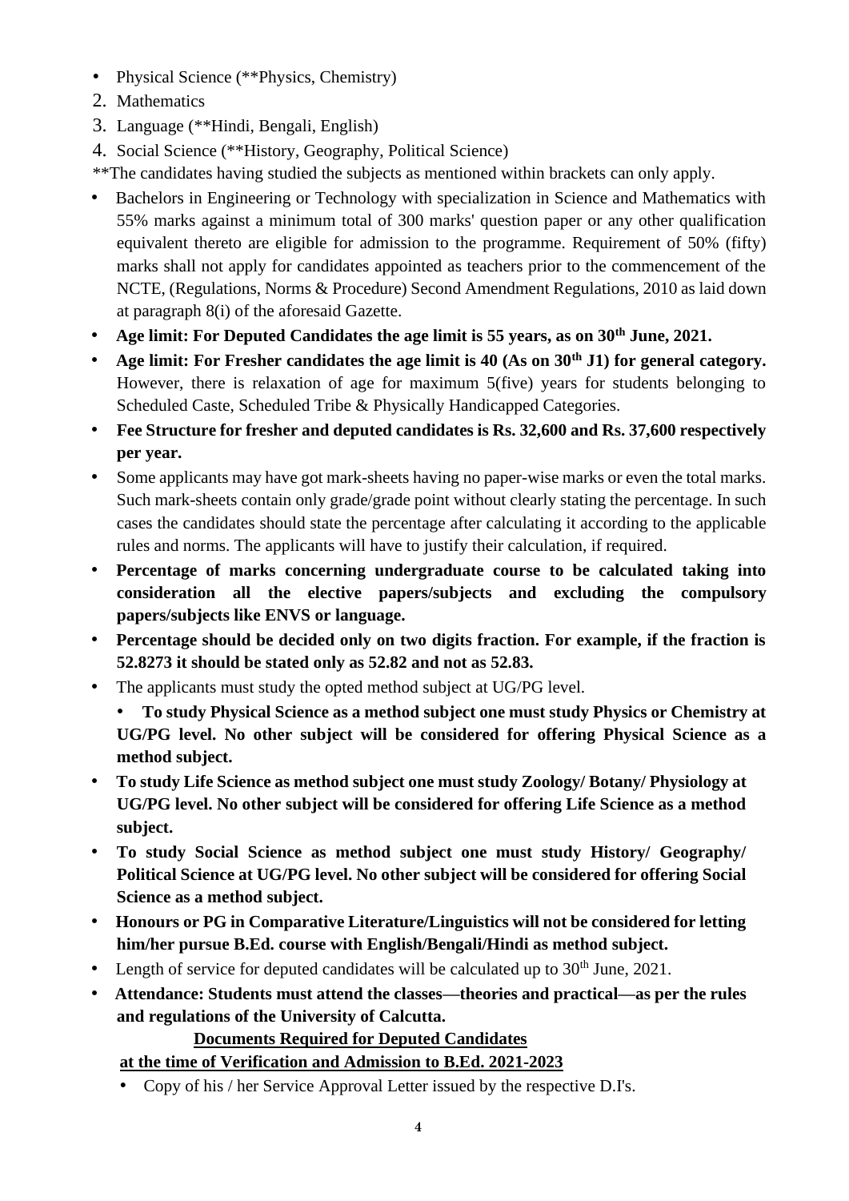- Physical Science (**Physics, Chemistry)

2. Mathematics
3. Language (**Hindi, Bengali, English)
4. Social Science (**History, Geography, Political Science)

**The candidates having studied the subjects as mentioned within brackets can only apply.

- Bachelors in Engineering or Technology with specialization in Science and Mathematics with 55% marks against a minimum total of 300 marks' question paper or any other qualification equivalent thereto are eligible for admission to the programme. Requirement of 50% (fifty) marks shall not apply for candidates appointed as teachers prior to the commencement of the NCTE, (Regulations, Norms & Procedure) Second Amendment Regulations, 2010 as laid down at paragraph 8(i) of the aforesaid Gazette.
- **Age limit: For Deputed Candidates the age limit is 55 years, as on 30th June, 2021.**
- **Age limit: For Fresher candidates the age limit is 40 (As on 30th J1) for general category.** However, there is relaxation of age for maximum 5(five) years for students belonging to Scheduled Caste, Scheduled Tribe & Physically Handicapped Categories.
- **Fee Structure for fresher and deputed candidates is Rs. 32,600 and Rs. 37,600 respectively per year.**
- Some applicants may have got mark-sheets having no paper-wise marks or even the total marks. Such mark-sheets contain only grade/grade point without clearly stating the percentage. In such cases the candidates should state the percentage after calculating it according to the applicable rules and norms. The applicants will have to justify their calculation, if required.
- **Percentage of marks concerning undergraduate course to be calculated taking into consideration all the elective papers/subjects and excluding the compulsory papers/subjects like ENVS or language.**
- **Percentage should be decided only on two digits fraction. For example, if the fraction is 52.8273 it should be stated only as 52.82 and not as 52.83.**
- The applicants must study the opted method subject at UG/PG level.
  - **To study Physical Science as a method subject one must study Physics or Chemistry at UG/PG level. No other subject will be considered for offering Physical Science as a method subject.**
- **To study Life Science as method subject one must study Zoology/ Botany/ Physiology at UG/PG level. No other subject will be considered for offering Life Science as a method subject.**
- **To study Social Science as method subject one must study History/ Geography/ Political Science at UG/PG level. No other subject will be considered for offering Social Science as a method subject.**
- **Honours or PG in Comparative Literature/Linguistics will not be considered for letting him/her pursue B.Ed. course with English/Bengali/Hindi as method subject.**
- Length of service for deputed candidates will be calculated up to 30th June, 2021.
- **Attendance: Students must attend the classes—theories and practical—as per the rules and regulations of the University of Calcutta.**

**<u>Documents Required for Deputed Candidates</u>**

**<u>at the time of Verification and Admission to B.Ed. 2021-2023</u>**

- Copy of his / her Service Approval Letter issued by the respective D.I's.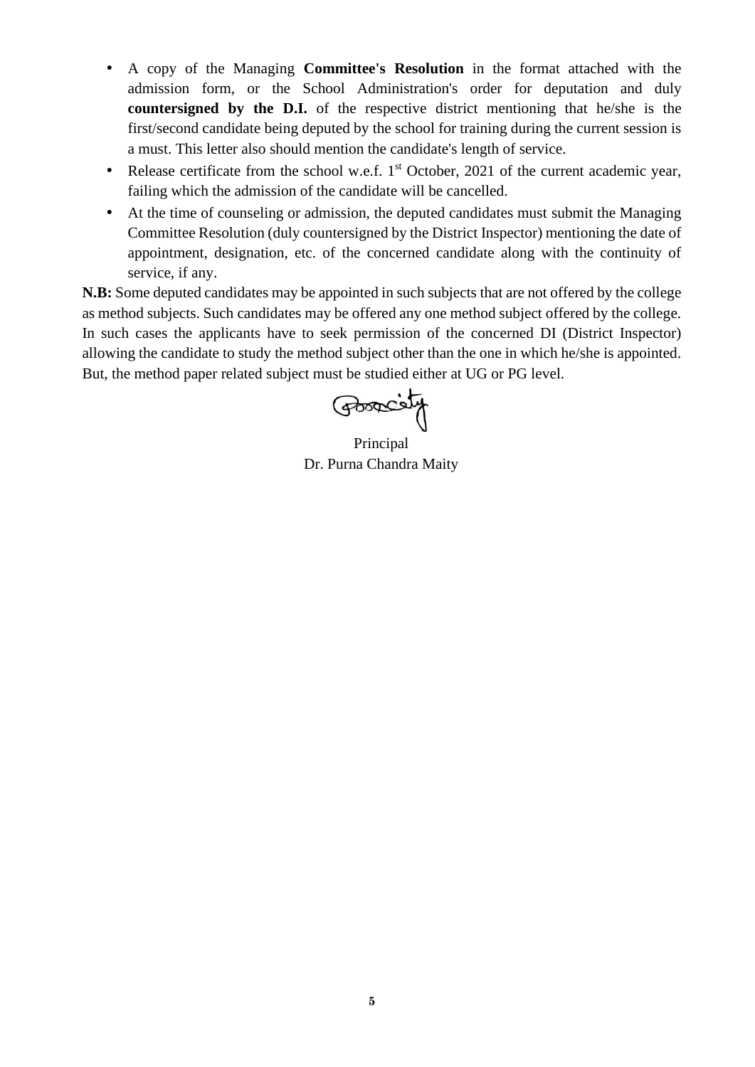- A copy of the Managing **Committee's Resolution** in the format attached with the admission form, or the School Administration's order for deputation and duly **countersigned by the D.I.** of the respective district mentioning that he/she is the first/second candidate being deputed by the school for training during the current session is a must. This letter also should mention the candidate's length of service.
- Release certificate from the school w.e.f. 1st October, 2021 of the current academic year, failing which the admission of the candidate will be cancelled.
- At the time of counseling or admission, the deputed candidates must submit the Managing Committee Resolution (duly countersigned by the District Inspector) mentioning the date of appointment, designation, etc. of the concerned candidate along with the continuity of service, if any.

**N.B:** Some deputed candidates may be appointed in such subjects that are not offered by the college as method subjects. Such candidates may be offered any one method subject offered by the college. In such cases the applicants have to seek permission of the concerned DI (District Inspector) allowing the candidate to study the method subject other than the one in which he/she is appointed. But, the method paper related subject must be studied either at UG or PG level.

Principal

Dr. Purna Chandra Maity